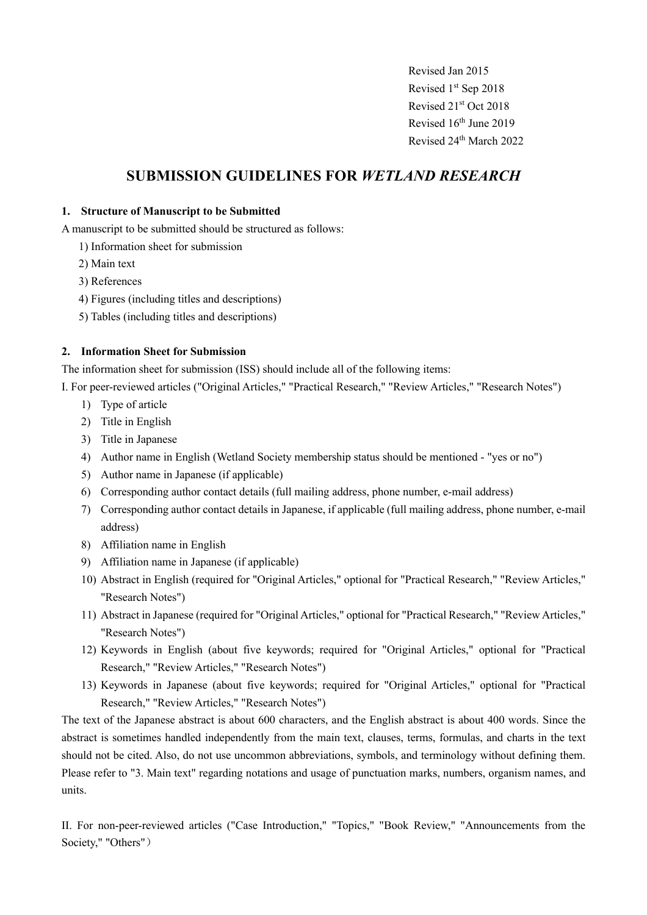Revised Jan 2015
Revised 1st Sep 2018
Revised 21st Oct 2018
Revised 16th June 2019
Revised 24th March 2022

# SUBMISSION GUIDELINES FOR *WETLAND RESEARCH*

## 1. Structure of Manuscript to be Submitted

A manuscript to be submitted should be structured as follows:

1) Information sheet for submission
2) Main text
3) References
4) Figures (including titles and descriptions)
5) Tables (including titles and descriptions)

## 2. Information Sheet for Submission

The information sheet for submission (ISS) should include all of the following items:

I. For peer-reviewed articles ("Original Articles," "Practical Research," "Review Articles," "Research Notes")

1) Type of article
2) Title in English
3) Title in Japanese
4) Author name in English (Wetland Society membership status should be mentioned - "yes or no")
5) Author name in Japanese (if applicable)
6) Corresponding author contact details (full mailing address, phone number, e-mail address)
7) Corresponding author contact details in Japanese, if applicable (full mailing address, phone number, e-mail address)
8) Affiliation name in English
9) Affiliation name in Japanese (if applicable)
10) Abstract in English (required for "Original Articles," optional for "Practical Research," "Review Articles," "Research Notes")
11) Abstract in Japanese (required for "Original Articles," optional for "Practical Research," "Review Articles," "Research Notes")
12) Keywords in English (about five keywords; required for "Original Articles," optional for "Practical Research," "Review Articles," "Research Notes")
13) Keywords in Japanese (about five keywords; required for "Original Articles," optional for "Practical Research," "Review Articles," "Research Notes")

The text of the Japanese abstract is about 600 characters, and the English abstract is about 400 words. Since the abstract is sometimes handled independently from the main text, clauses, terms, formulas, and charts in the text should not be cited. Also, do not use uncommon abbreviations, symbols, and terminology without defining them. Please refer to "3. Main text" regarding notations and usage of punctuation marks, numbers, organism names, and units.

II. For non-peer-reviewed articles ("Case Introduction," "Topics," "Book Review," "Announcements from the Society," "Others"）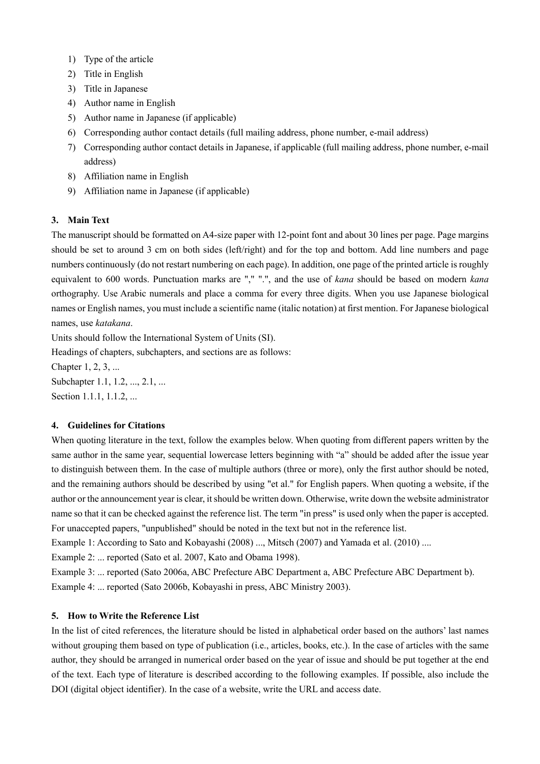1) Type of the article
2) Title in English
3) Title in Japanese
4) Author name in English
5) Author name in Japanese (if applicable)
6) Corresponding author contact details (full mailing address, phone number, e-mail address)
7) Corresponding author contact details in Japanese, if applicable (full mailing address, phone number, e-mail address)
8) Affiliation name in English
9) Affiliation name in Japanese (if applicable)

### 3. Main Text

The manuscript should be formatted on A4-size paper with 12-point font and about 30 lines per page. Page margins should be set to around 3 cm on both sides (left/right) and for the top and bottom. Add line numbers and page numbers continuously (do not restart numbering on each page). In addition, one page of the printed article is roughly equivalent to 600 words. Punctuation marks are "," ".", and the use of *kana* should be based on modern *kana* orthography. Use Arabic numerals and place a comma for every three digits. When you use Japanese biological names or English names, you must include a scientific name (italic notation) at first mention. For Japanese biological names, use *katakana*.

Units should follow the International System of Units (SI).

Headings of chapters, subchapters, and sections are as follows:

Chapter 1, 2, 3, ...

Subchapter 1.1, 1.2, ..., 2.1, ...

Section 1.1.1, 1.1.2, ...

### 4. Guidelines for Citations

When quoting literature in the text, follow the examples below. When quoting from different papers written by the same author in the same year, sequential lowercase letters beginning with "a" should be added after the issue year to distinguish between them. In the case of multiple authors (three or more), only the first author should be noted, and the remaining authors should be described by using "et al." for English papers. When quoting a website, if the author or the announcement year is clear, it should be written down. Otherwise, write down the website administrator name so that it can be checked against the reference list. The term "in press" is used only when the paper is accepted. For unaccepted papers, "unpublished" should be noted in the text but not in the reference list.

Example 1: According to Sato and Kobayashi (2008) ..., Mitsch (2007) and Yamada et al. (2010) ....

Example 2: ... reported (Sato et al. 2007, Kato and Obama 1998).

Example 3: ... reported (Sato 2006a, ABC Prefecture ABC Department a, ABC Prefecture ABC Department b).

Example 4: ... reported (Sato 2006b, Kobayashi in press, ABC Ministry 2003).

### 5. How to Write the Reference List

In the list of cited references, the literature should be listed in alphabetical order based on the authors' last names without grouping them based on type of publication (i.e., articles, books, etc.). In the case of articles with the same author, they should be arranged in numerical order based on the year of issue and should be put together at the end of the text. Each type of literature is described according to the following examples. If possible, also include the DOI (digital object identifier). In the case of a website, write the URL and access date.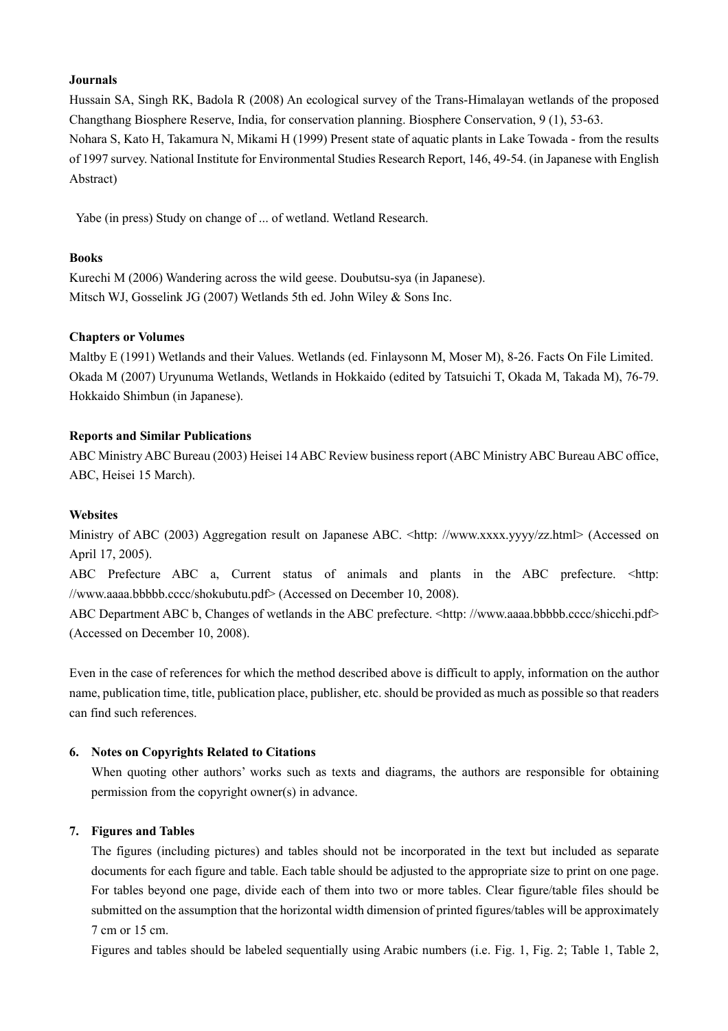**Journals**

Hussain SA, Singh RK, Badola R (2008) An ecological survey of the Trans-Himalayan wetlands of the proposed Changthang Biosphere Reserve, India, for conservation planning. Biosphere Conservation, 9 (1), 53-63.

Nohara S, Kato H, Takamura N, Mikami H (1999) Present state of aquatic plants in Lake Towada - from the results of 1997 survey. National Institute for Environmental Studies Research Report, 146, 49-54. (in Japanese with English Abstract)

Yabe (in press) Study on change of ... of wetland. Wetland Research.

**Books**

Kurechi M (2006) Wandering across the wild geese. Doubutsu-sya (in Japanese).

Mitsch WJ, Gosselink JG (2007) Wetlands 5th ed. John Wiley & Sons Inc.

**Chapters or Volumes**

Maltby E (1991) Wetlands and their Values. Wetlands (ed. Finlaysonn M, Moser M), 8-26. Facts On File Limited.

Okada M (2007) Uryunuma Wetlands, Wetlands in Hokkaido (edited by Tatsuichi T, Okada M, Takada M), 76-79. Hokkaido Shimbun (in Japanese).

**Reports and Similar Publications**

ABC Ministry ABC Bureau (2003) Heisei 14 ABC Review business report (ABC Ministry ABC Bureau ABC office, ABC, Heisei 15 March).

**Websites**

Ministry of ABC (2003) Aggregation result on Japanese ABC. <http: //www.xxxx.yyyy/zz.html> (Accessed on April 17, 2005).

ABC Prefecture ABC a, Current status of animals and plants in the ABC prefecture. <http: //www.aaaa.bbbbb.cccc/shokubutu.pdf> (Accessed on December 10, 2008).

ABC Department ABC b, Changes of wetlands in the ABC prefecture. <http: //www.aaaa.bbbbb.cccc/shicchi.pdf> (Accessed on December 10, 2008).

Even in the case of references for which the method described above is difficult to apply, information on the author name, publication time, title, publication place, publisher, etc. should be provided as much as possible so that readers can find such references.

**6. Notes on Copyrights Related to Citations**

When quoting other authors' works such as texts and diagrams, the authors are responsible for obtaining permission from the copyright owner(s) in advance.

**7. Figures and Tables**

The figures (including pictures) and tables should not be incorporated in the text but included as separate documents for each figure and table. Each table should be adjusted to the appropriate size to print on one page. For tables beyond one page, divide each of them into two or more tables. Clear figure/table files should be submitted on the assumption that the horizontal width dimension of printed figures/tables will be approximately 7 cm or 15 cm.

Figures and tables should be labeled sequentially using Arabic numbers (i.e. Fig. 1, Fig. 2; Table 1, Table 2,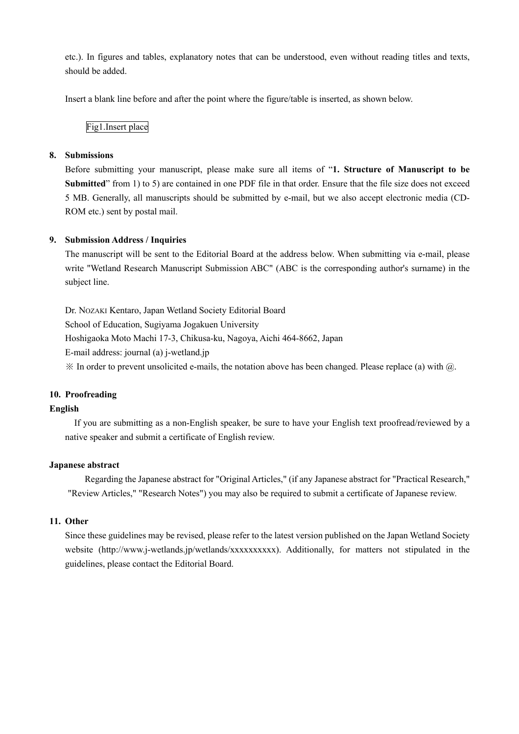etc.). In figures and tables, explanatory notes that can be understood, even without reading titles and texts, should be added.

Insert a blank line before and after the point where the figure/table is inserted, as shown below.

Fig1.Insert place

**8. Submissions**

Before submitting your manuscript, please make sure all items of "**1. Structure of Manuscript to be Submitted**" from 1) to 5) are contained in one PDF file in that order. Ensure that the file size does not exceed 5 MB. Generally, all manuscripts should be submitted by e-mail, but we also accept electronic media (CD-ROM etc.) sent by postal mail.

**9. Submission Address / Inquiries**

The manuscript will be sent to the Editorial Board at the address below. When submitting via e-mail, please write "Wetland Research Manuscript Submission ABC" (ABC is the corresponding author's surname) in the subject line.

Dr. NOZAKI Kentaro, Japan Wetland Society Editorial Board
School of Education, Sugiyama Jogakuen University
Hoshigaoka Moto Machi 17-3, Chikusa-ku, Nagoya, Aichi 464-8662, Japan
E-mail address: journal (a) j-wetland.jp
※ In order to prevent unsolicited e-mails, the notation above has been changed. Please replace (a) with @.

**10. Proofreading**

**English**

If you are submitting as a non-English speaker, be sure to have your English text proofread/reviewed by a native speaker and submit a certificate of English review.

**Japanese abstract**

Regarding the Japanese abstract for "Original Articles," (if any Japanese abstract for "Practical Research," "Review Articles," "Research Notes") you may also be required to submit a certificate of Japanese review.

**11. Other**

Since these guidelines may be revised, please refer to the latest version published on the Japan Wetland Society website (http://www.j-wetlands.jp/wetlands/xxxxxxxxxx). Additionally, for matters not stipulated in the guidelines, please contact the Editorial Board.